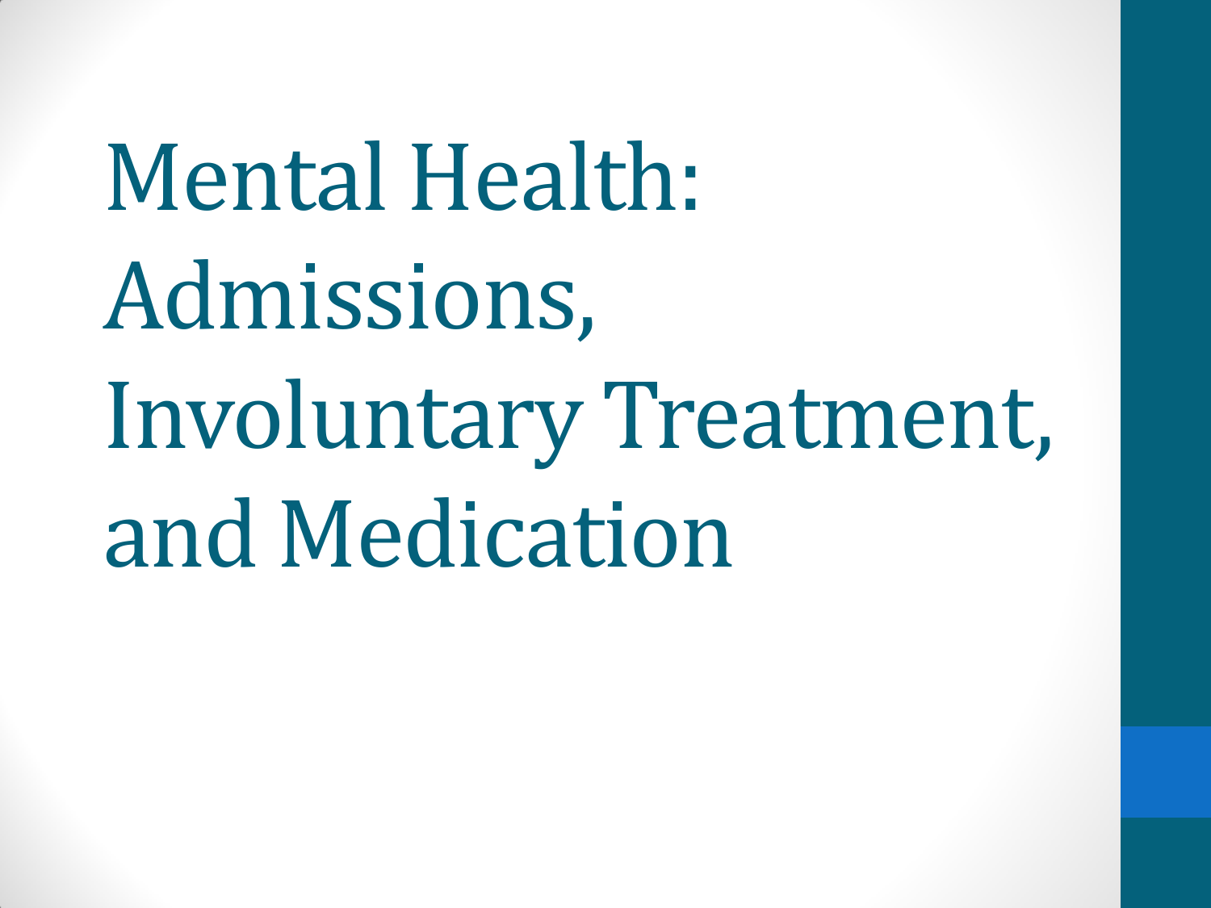# Mental Health: Admissions, Involuntary Treatment, and Medication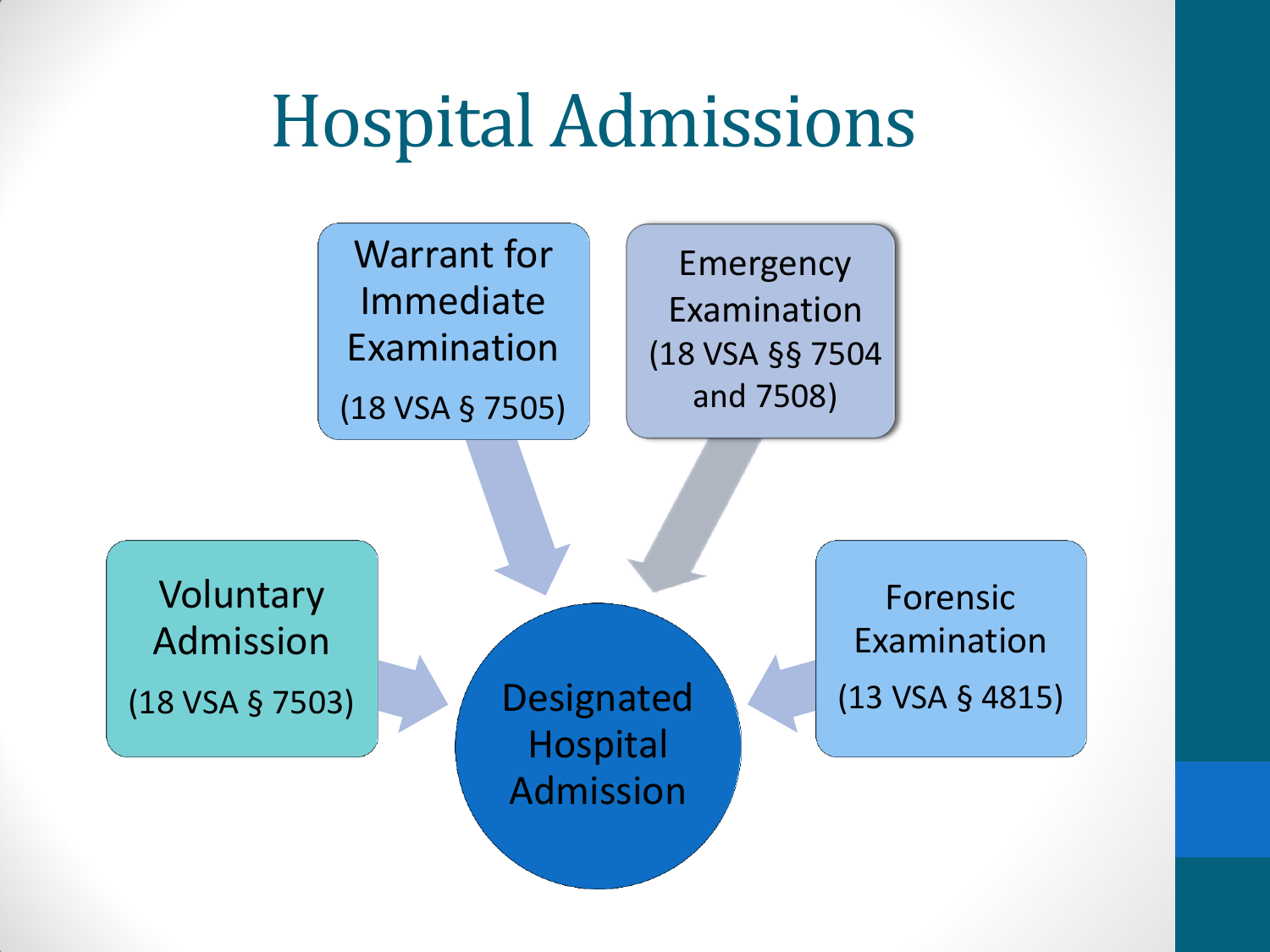# Hospital Admissions

- Warrant for Immediate Examination (18 VSA § 7505)
- Emergency Examination (18 VSA §§ 7504 and 7508)
- Voluntary Admission (18 VSA § 7503)
- Forensic Examination (13 VSA § 4815)

Designated Hospital Admission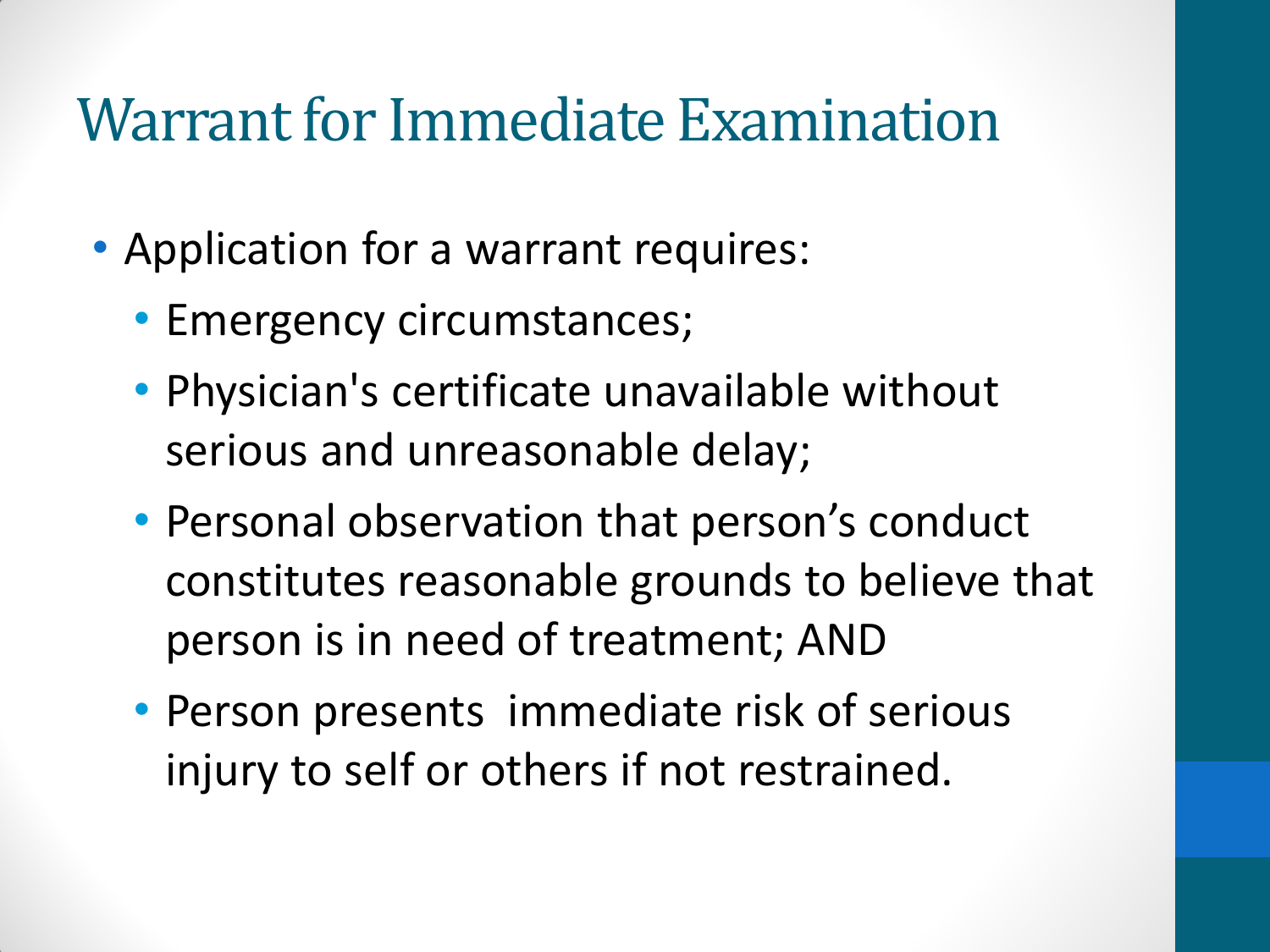# Warrant for Immediate Examination

- Application for a warrant requires:
  - Emergency circumstances;
  - Physician's certificate unavailable without serious and unreasonable delay;
  - Personal observation that person's conduct constitutes reasonable grounds to believe that person is in need of treatment; AND
  - Person presents immediate risk of serious injury to self or others if not restrained.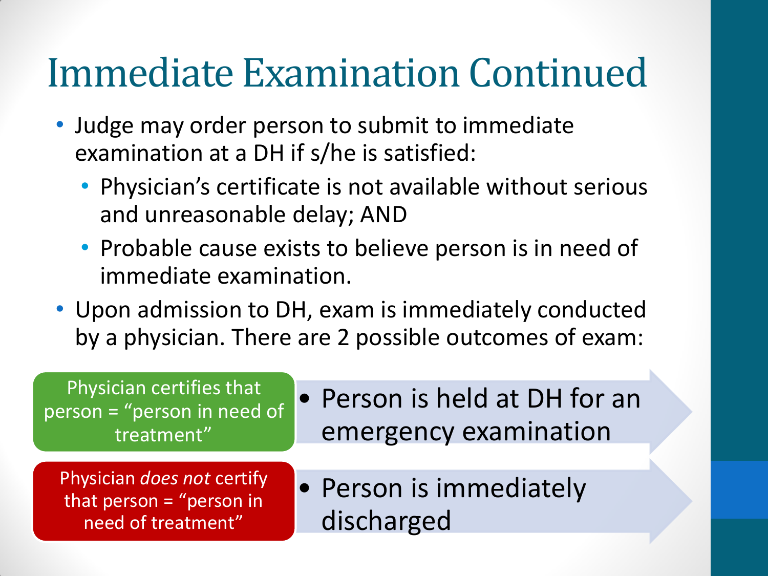# Immediate Examination Continued

- Judge may order person to submit to immediate examination at a DH if s/he is satisfied:
  - Physician's certificate is not available without serious and unreasonable delay; AND
  - Probable cause exists to believe person is in need of immediate examination.
- Upon admission to DH, exam is immediately conducted by a physician. There are 2 possible outcomes of exam:

| Outcome | Result |
| --- | --- |
| Physician certifies that person = "person in need of treatment" | Person is held at DH for an emergency examination |
| Physician *does not* certify that person = "person in need of treatment" | Person is immediately discharged |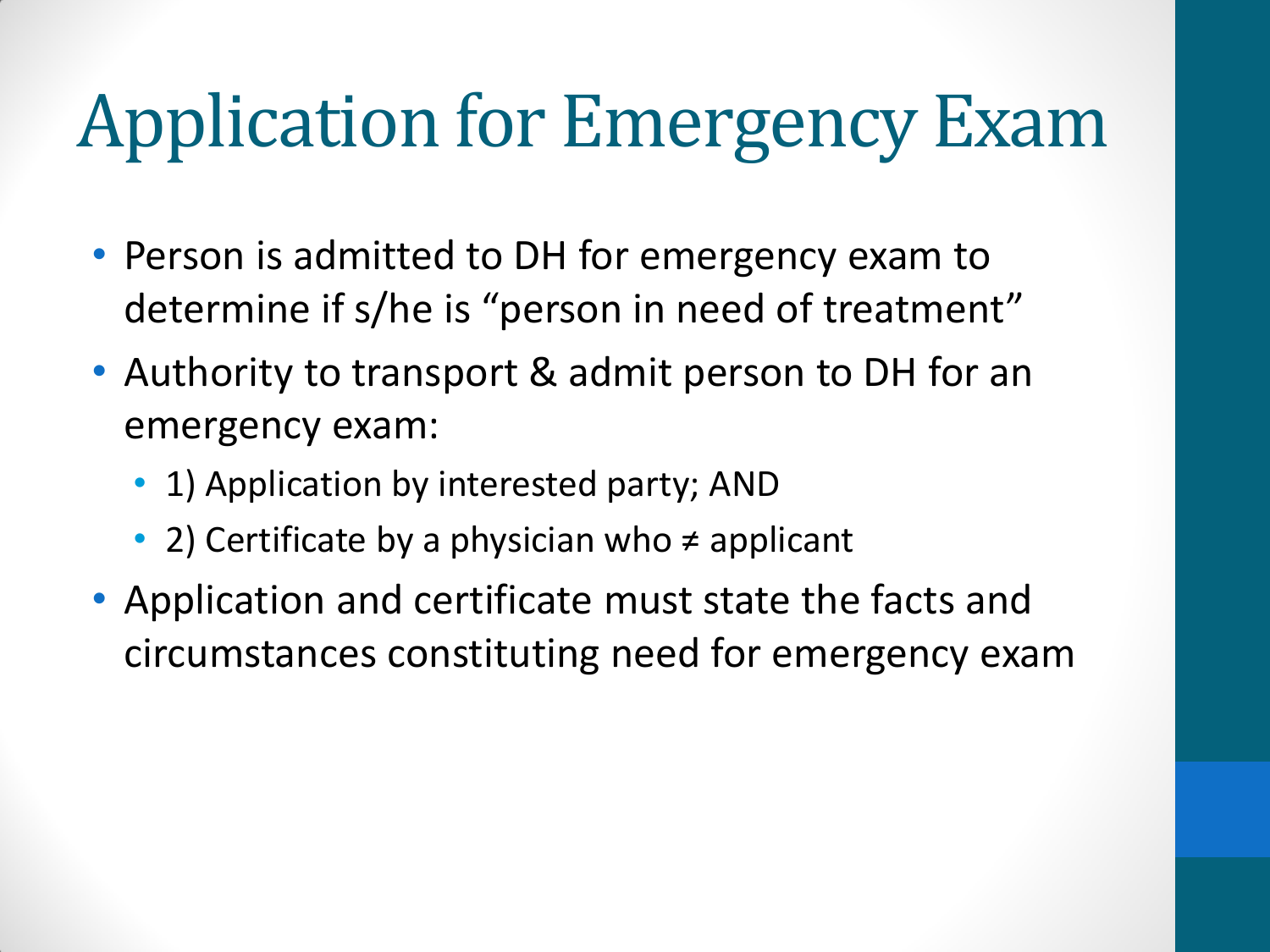# Application for Emergency Exam

- Person is admitted to DH for emergency exam to determine if s/he is “person in need of treatment”
- Authority to transport & admit person to DH for an emergency exam:
  - 1) Application by interested party; AND
  - 2) Certificate by a physician who ≠ applicant
- Application and certificate must state the facts and circumstances constituting need for emergency exam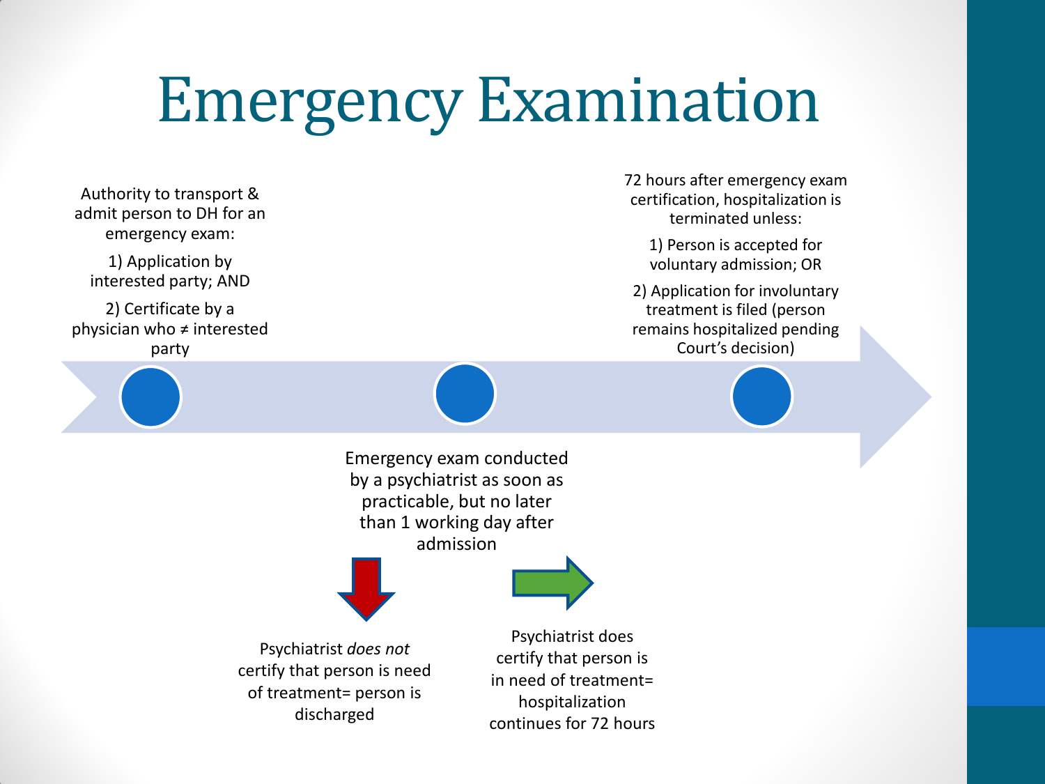# Emergency Examination

Authority to transport & admit person to DH for an emergency exam:

1) Application by interested party; AND

2) Certificate by a physician who ≠ interested party

Emergency exam conducted by a psychiatrist as soon as practicable, but no later than 1 working day after admission

Psychiatrist *does not* certify that person is need of treatment= person is discharged

Psychiatrist does certify that person is in need of treatment= hospitalization continues for 72 hours

72 hours after emergency exam certification, hospitalization is terminated unless:

1) Person is accepted for voluntary admission; OR

2) Application for involuntary treatment is filed (person remains hospitalized pending Court's decision)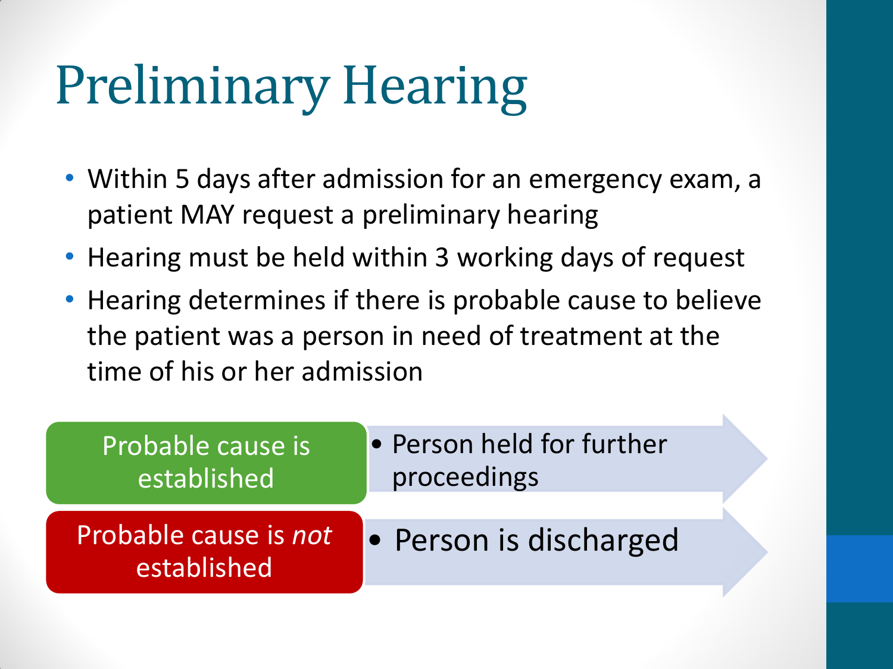# Preliminary Hearing

- Within 5 days after admission for an emergency exam, a patient MAY request a preliminary hearing
- Hearing must be held within 3 working days of request
- Hearing determines if there is probable cause to believe the patient was a person in need of treatment at the time of his or her admission

| | |
|---|---|
| Probable cause is established | • Person held for further proceedings |
| Probable cause is *not* established | • Person is discharged |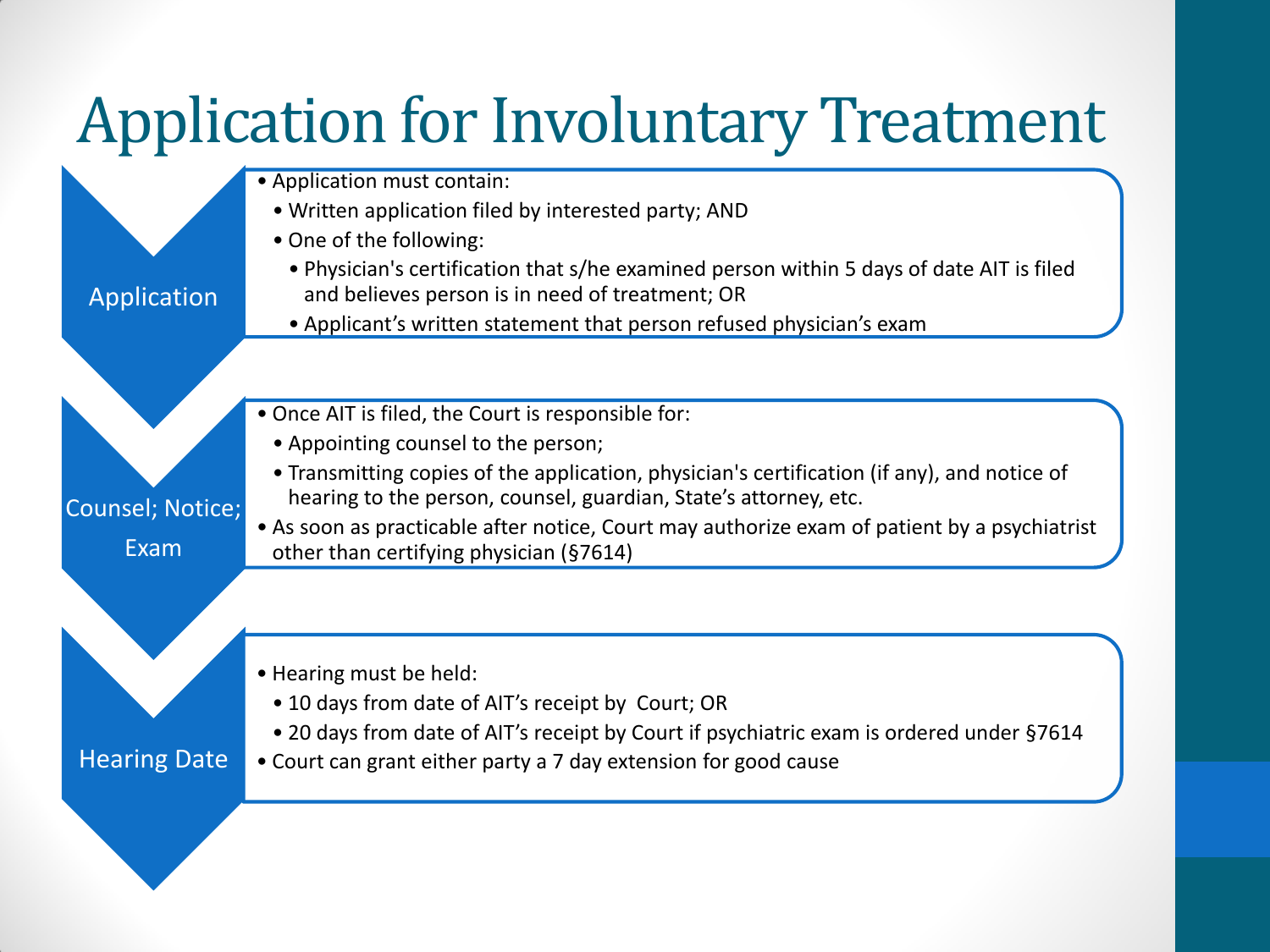# Application for Involuntary Treatment

## Application

- Application must contain:
  - Written application filed by interested party; AND
  - One of the following:
    - Physician's certification that s/he examined person within 5 days of date AIT is filed and believes person is in need of treatment; OR
    - Applicant's written statement that person refused physician's exam

## Counsel; Notice; Exam

- Once AIT is filed, the Court is responsible for:
  - Appointing counsel to the person;
  - Transmitting copies of the application, physician's certification (if any), and notice of hearing to the person, counsel, guardian, State's attorney, etc.
- As soon as practicable after notice, Court may authorize exam of patient by a psychiatrist other than certifying physician (§7614)

## Hearing Date

- Hearing must be held:
  - 10 days from date of AIT's receipt by Court; OR
  - 20 days from date of AIT's receipt by Court if psychiatric exam is ordered under §7614
- Court can grant either party a 7 day extension for good cause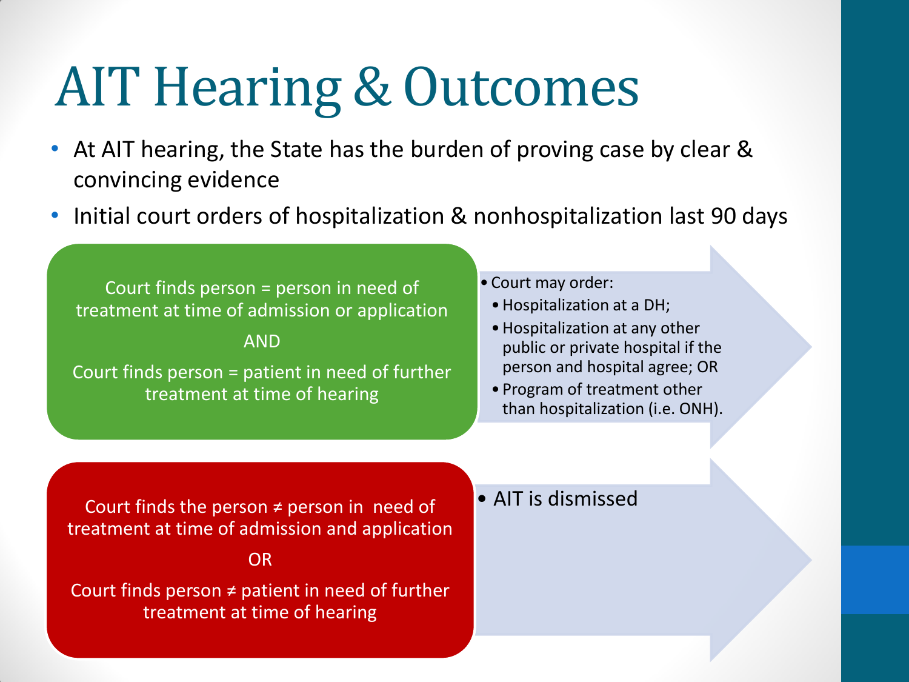# AIT Hearing & Outcomes

- At AIT hearing, the State has the burden of proving case by clear & convincing evidence
- Initial court orders of hospitalization & nonhospitalization last 90 days

Court finds person = person in need of treatment at time of admission or application

AND

Court finds person = patient in need of further treatment at time of hearing

- Court may order:
  - Hospitalization at a DH;
  - Hospitalization at any other public or private hospital if the person and hospital agree; OR
  - Program of treatment other than hospitalization (i.e. ONH).

Court finds the person ≠ person in need of treatment at time of admission and application

OR

Court finds person ≠ patient in need of further treatment at time of hearing

- AIT is dismissed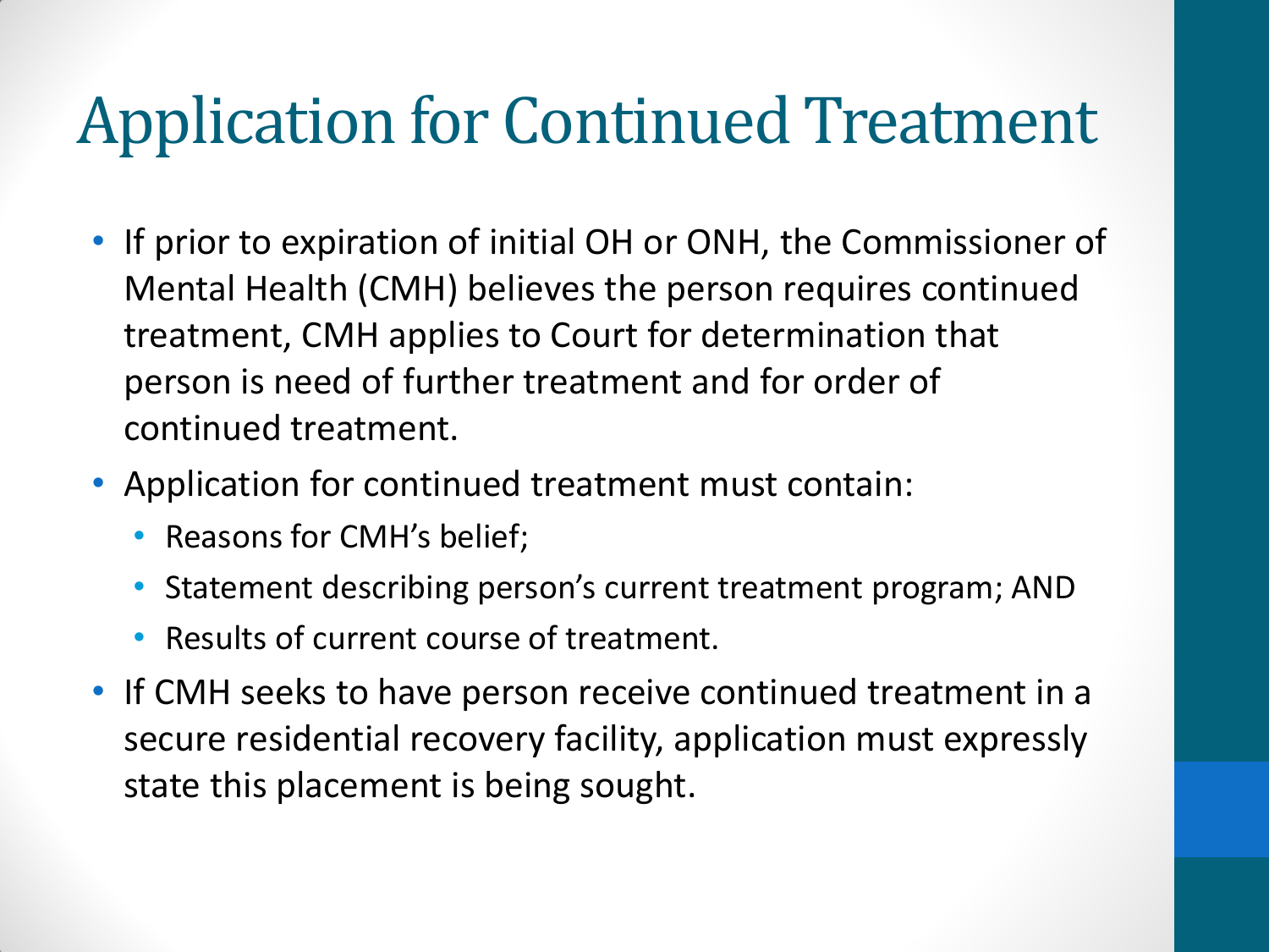# Application for Continued Treatment

- If prior to expiration of initial OH or ONH, the Commissioner of Mental Health (CMH) believes the person requires continued treatment, CMH applies to Court for determination that person is need of further treatment and for order of continued treatment.
- Application for continued treatment must contain:
  - Reasons for CMH's belief;
  - Statement describing person's current treatment program; AND
  - Results of current course of treatment.
- If CMH seeks to have person receive continued treatment in a secure residential recovery facility, application must expressly state this placement is being sought.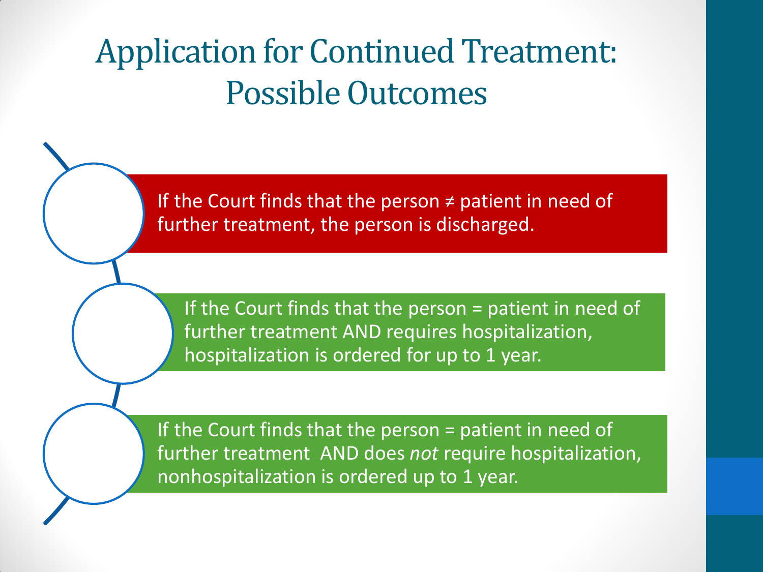# Application for Continued Treatment: Possible Outcomes

- If the Court finds that the person ≠ patient in need of further treatment, the person is discharged.
- If the Court finds that the person = patient in need of further treatment AND requires hospitalization, hospitalization is ordered for up to 1 year.
- If the Court finds that the person = patient in need of further treatment AND does *not* require hospitalization, nonhospitalization is ordered up to 1 year.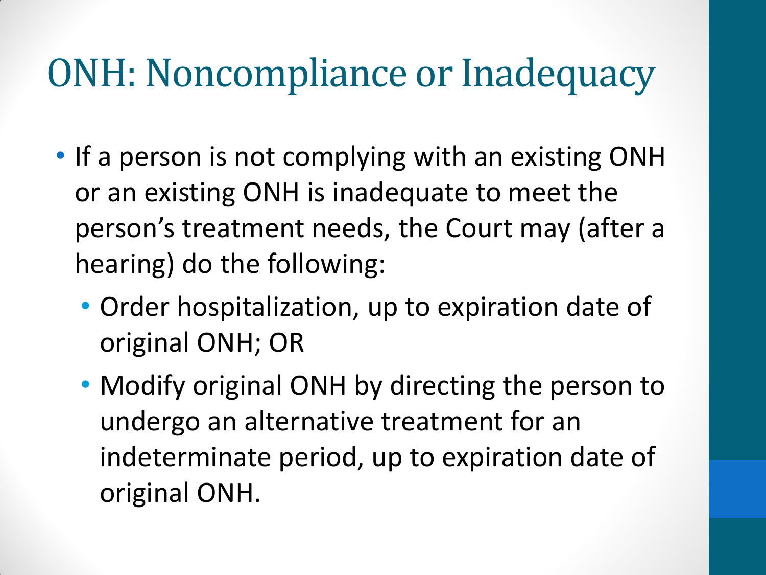# ONH: Noncompliance or Inadequacy

- If a person is not complying with an existing ONH or an existing ONH is inadequate to meet the person's treatment needs, the Court may (after a hearing) do the following:
  - Order hospitalization, up to expiration date of original ONH; OR
  - Modify original ONH by directing the person to undergo an alternative treatment for an indeterminate period, up to expiration date of original ONH.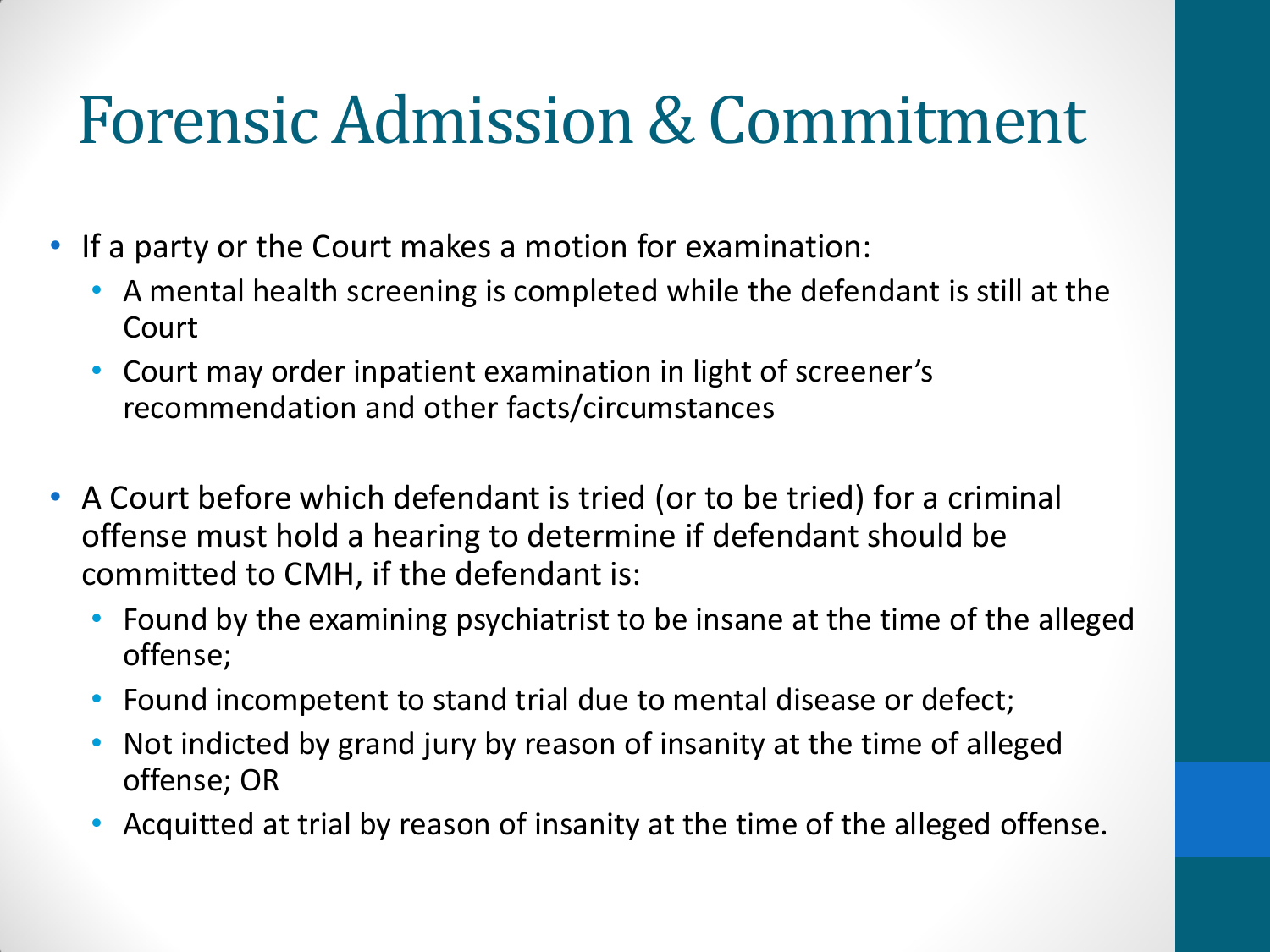# Forensic Admission & Commitment

- If a party or the Court makes a motion for examination:
  - A mental health screening is completed while the defendant is still at the Court
  - Court may order inpatient examination in light of screener's recommendation and other facts/circumstances
- A Court before which defendant is tried (or to be tried) for a criminal offense must hold a hearing to determine if defendant should be committed to CMH, if the defendant is:
  - Found by the examining psychiatrist to be insane at the time of the alleged offense;
  - Found incompetent to stand trial due to mental disease or defect;
  - Not indicted by grand jury by reason of insanity at the time of alleged offense; OR
  - Acquitted at trial by reason of insanity at the time of the alleged offense.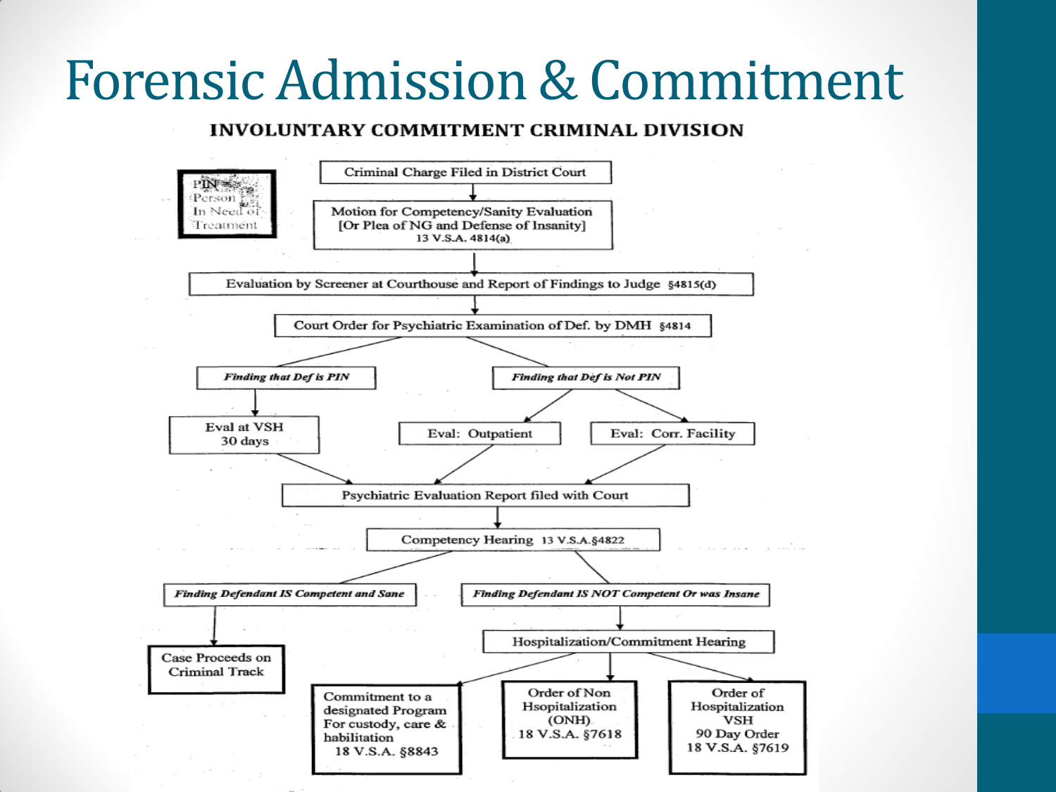# Forensic Admission & Commitment

**INVOLUNTARY COMMITMENT CRIMINAL DIVISION**

PIN = Person In Need of Treatment

- Criminal Charge Filed in District Court
- Motion for Competency/Sanity Evaluation [Or Plea of NG and Defense of Insanity] 13 V.S.A. 4814(a)
- Evaluation by Screener at Courthouse and Report of Findings to Judge §4815(d)
- Court Order for Psychiatric Examination of Def. by DMH §4814
  - ***Finding that Def is PIN***
    - Eval at VSH 30 days
  - ***Finding that Def is Not PIN***
    - Eval: Outpatient
    - Eval: Corr. Facility
- Psychiatric Evaluation Report filed with Court
- Competency Hearing 13 V.S.A.§4822
  - ***Finding Defendant IS Competent and Sane***
    - Case Proceeds on Criminal Track
  - ***Finding Defendant IS NOT Competent Or was Insane***
    - Hospitalization/Commitment Hearing
      - Commitment to a designated Program For custody, care & habilitation 18 V.S.A. §8843
      - Order of Non Hsopitalization (ONH) 18 V.S.A. §7618
      - Order of Hospitalization VSH 90 Day Order 18 V.S.A. §7619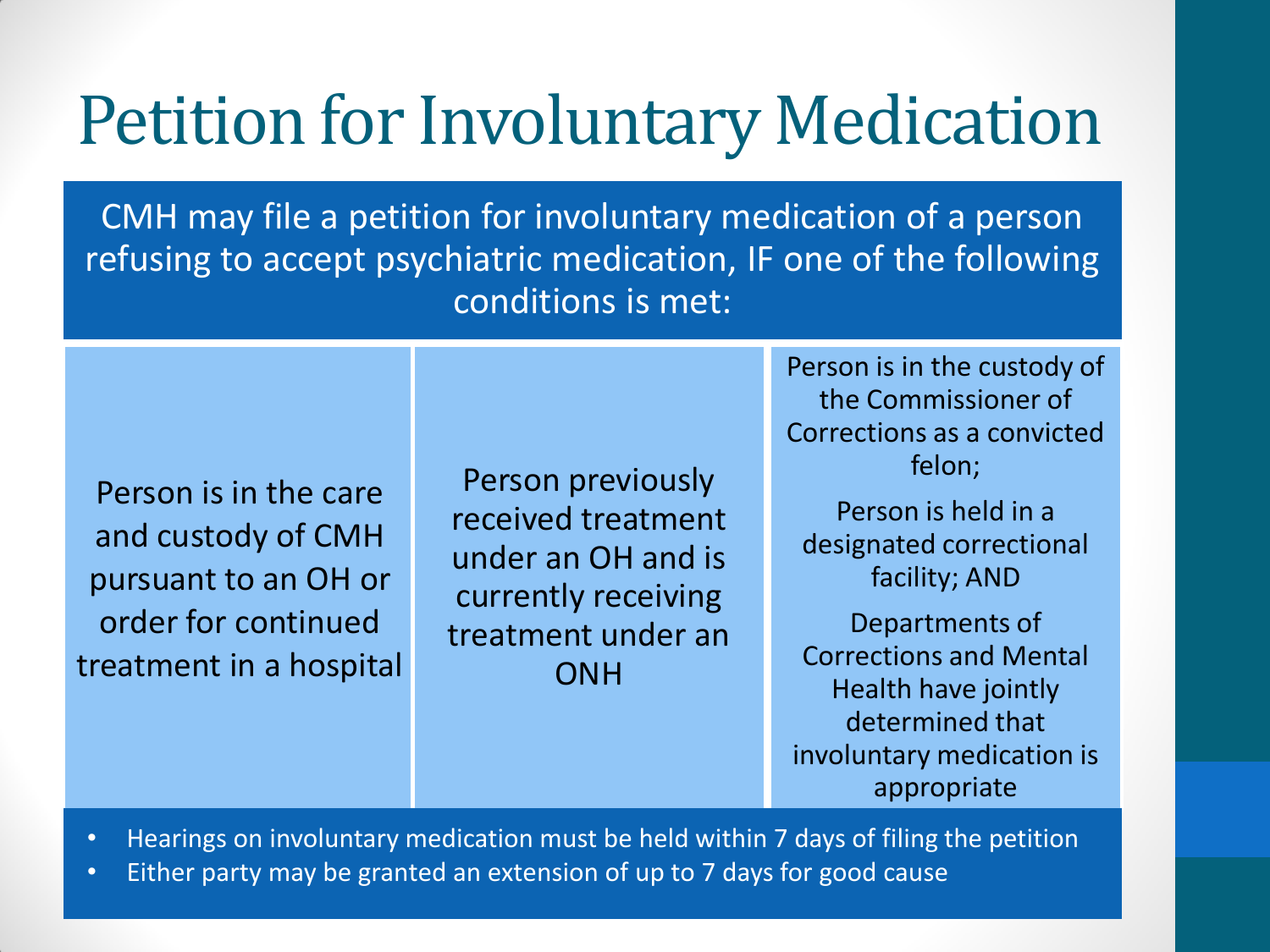# Petition for Involuntary Medication

CMH may file a petition for involuntary medication of a person refusing to accept psychiatric medication, IF one of the following conditions is met:

| | | |
|---|---|---|
| Person is in the care and custody of CMH pursuant to an OH or order for continued treatment in a hospital | Person previously received treatment under an OH and is currently receiving treatment under an ONH | Person is in the custody of the Commissioner of Corrections as a convicted felon; Person is held in a designated correctional facility; AND Departments of Corrections and Mental Health have jointly determined that involuntary medication is appropriate |

- Hearings on involuntary medication must be held within 7 days of filing the petition
- Either party may be granted an extension of up to 7 days for good cause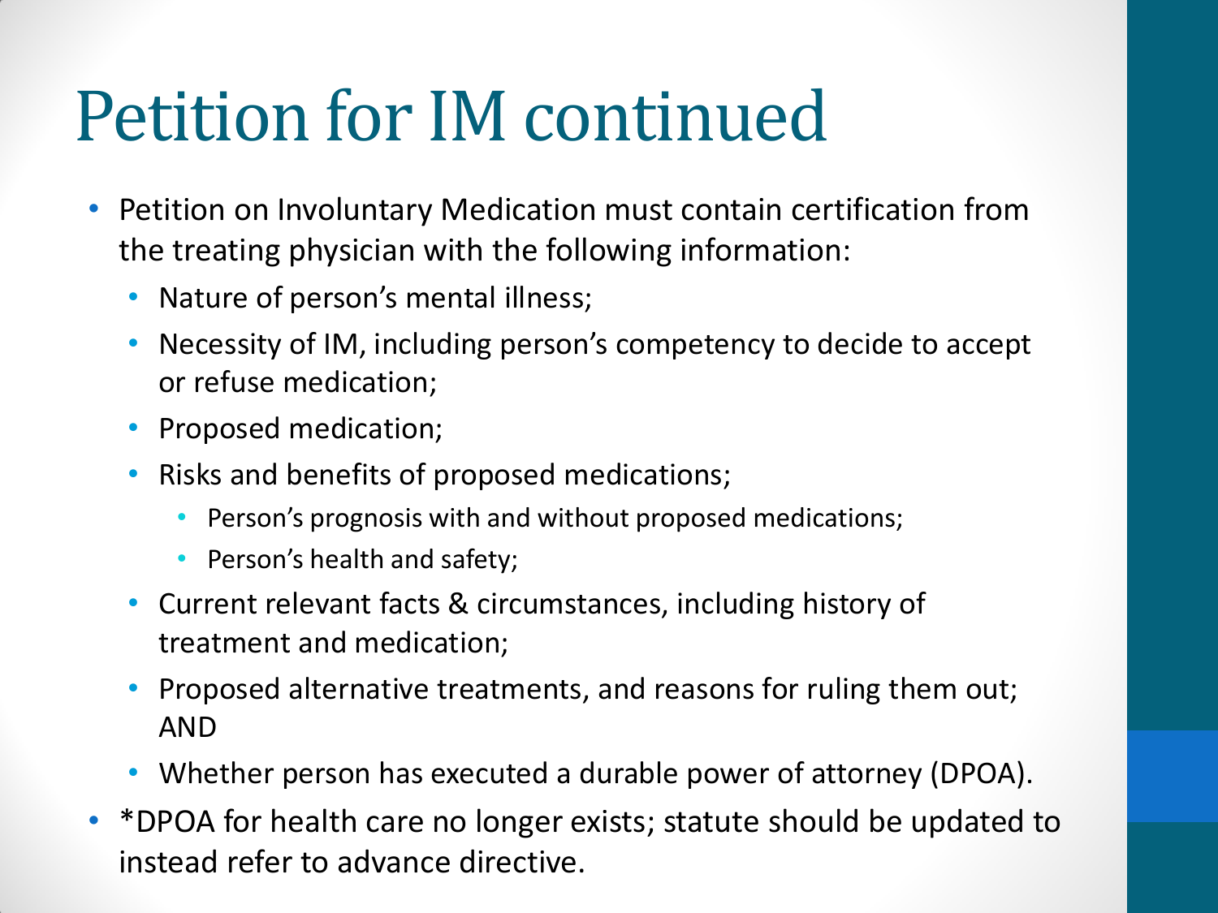# Petition for IM continued

- Petition on Involuntary Medication must contain certification from the treating physician with the following information:
  - Nature of person's mental illness;
  - Necessity of IM, including person's competency to decide to accept or refuse medication;
  - Proposed medication;
  - Risks and benefits of proposed medications;
    - Person's prognosis with and without proposed medications;
    - Person's health and safety;
  - Current relevant facts & circumstances, including history of treatment and medication;
  - Proposed alternative treatments, and reasons for ruling them out; AND
  - Whether person has executed a durable power of attorney (DPOA).
- *DPOA for health care no longer exists; statute should be updated to instead refer to advance directive.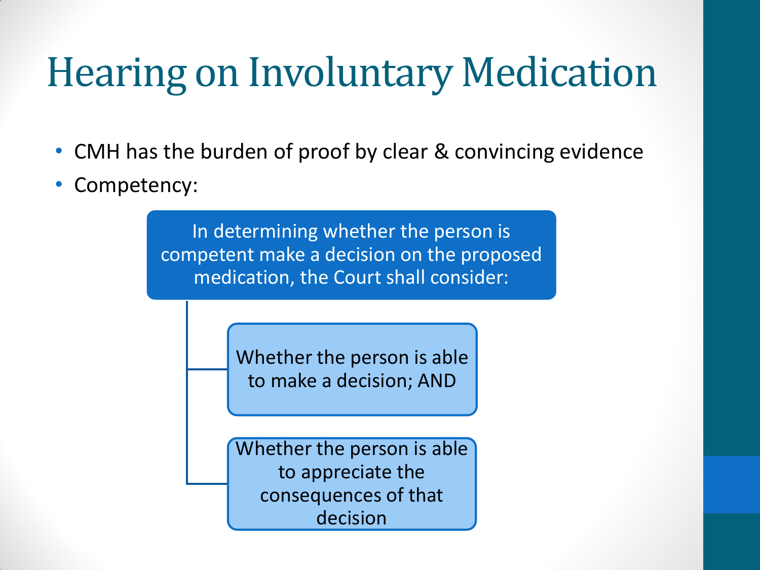# Hearing on Involuntary Medication

- CMH has the burden of proof by clear & convincing evidence
- Competency:

In determining whether the person is competent make a decision on the proposed medication, the Court shall consider:

- Whether the person is able to make a decision; AND
- Whether the person is able to appreciate the consequences of that decision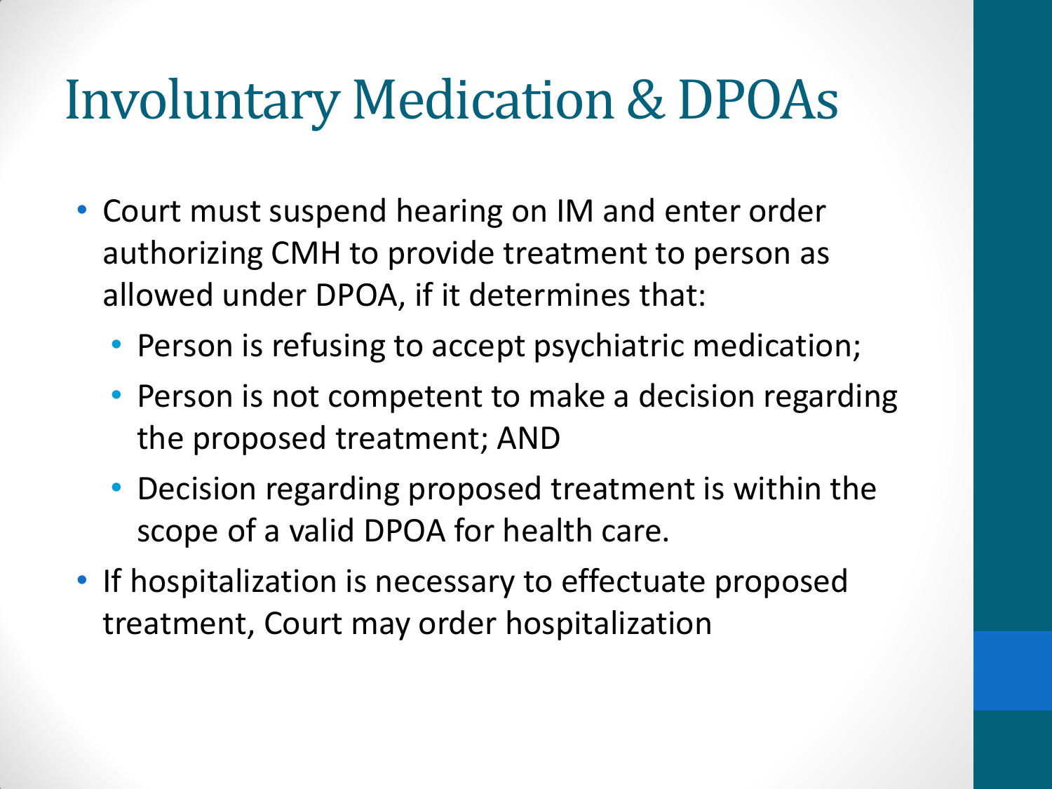# Involuntary Medication & DPOAs

- Court must suspend hearing on IM and enter order authorizing CMH to provide treatment to person as allowed under DPOA, if it determines that:
  - Person is refusing to accept psychiatric medication;
  - Person is not competent to make a decision regarding the proposed treatment; AND
  - Decision regarding proposed treatment is within the scope of a valid DPOA for health care.
- If hospitalization is necessary to effectuate proposed treatment, Court may order hospitalization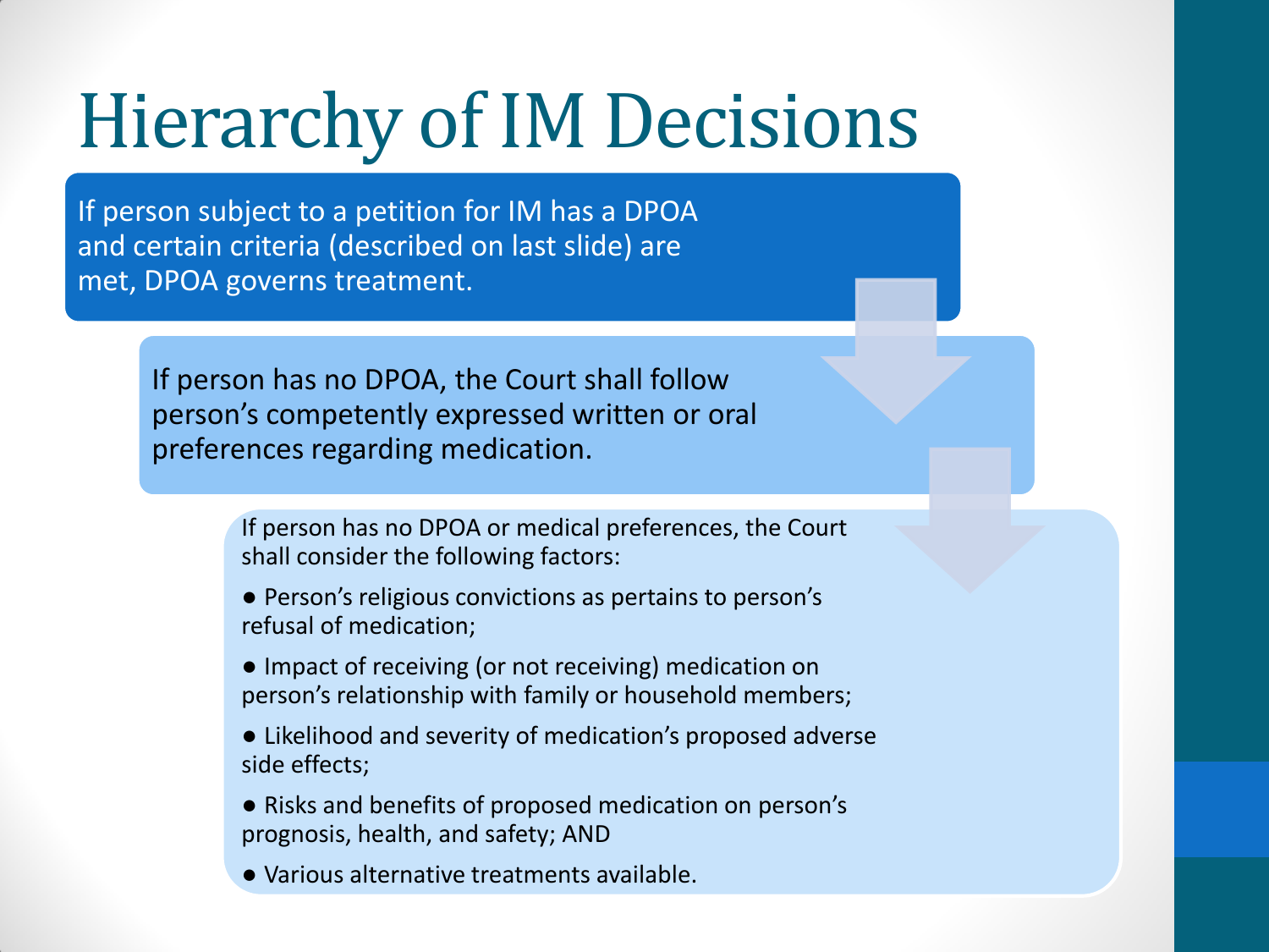# Hierarchy of IM Decisions

If person subject to a petition for IM has a DPOA and certain criteria (described on last slide) are met, DPOA governs treatment.

If person has no DPOA, the Court shall follow person's competently expressed written or oral preferences regarding medication.

If person has no DPOA or medical preferences, the Court shall consider the following factors:

- Person's religious convictions as pertains to person's refusal of medication;
- Impact of receiving (or not receiving) medication on person's relationship with family or household members;
- Likelihood and severity of medication's proposed adverse side effects;
- Risks and benefits of proposed medication on person's prognosis, health, and safety; AND
- Various alternative treatments available.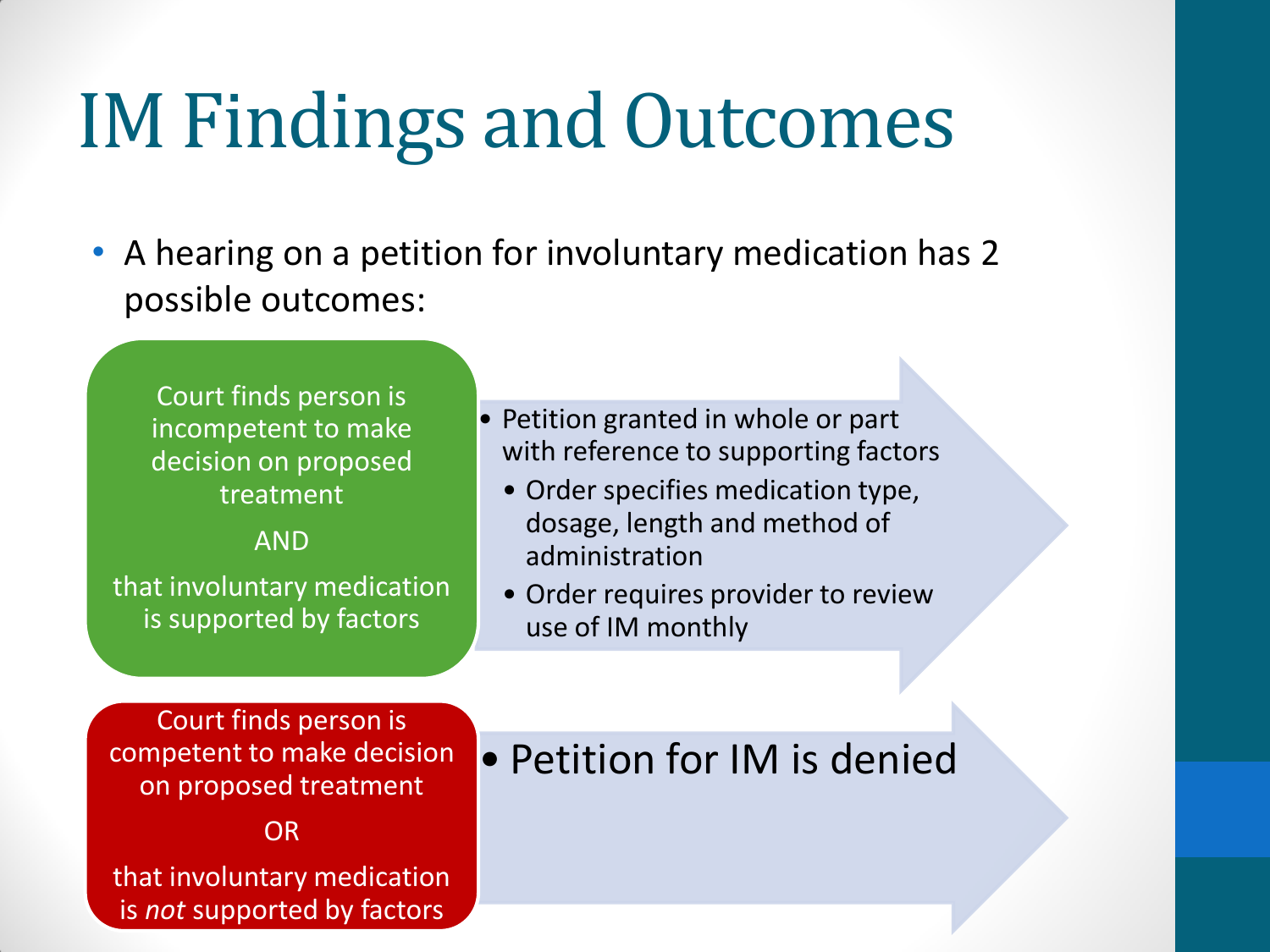# IM Findings and Outcomes

- A hearing on a petition for involuntary medication has 2 possible outcomes:

Court finds person is incompetent to make decision on proposed treatment

AND

that involuntary medication is supported by factors

- Petition granted in whole or part with reference to supporting factors
  - Order specifies medication type, dosage, length and method of administration
  - Order requires provider to review use of IM monthly

Court finds person is competent to make decision on proposed treatment

OR

that involuntary medication is *not* supported by factors

- Petition for IM is denied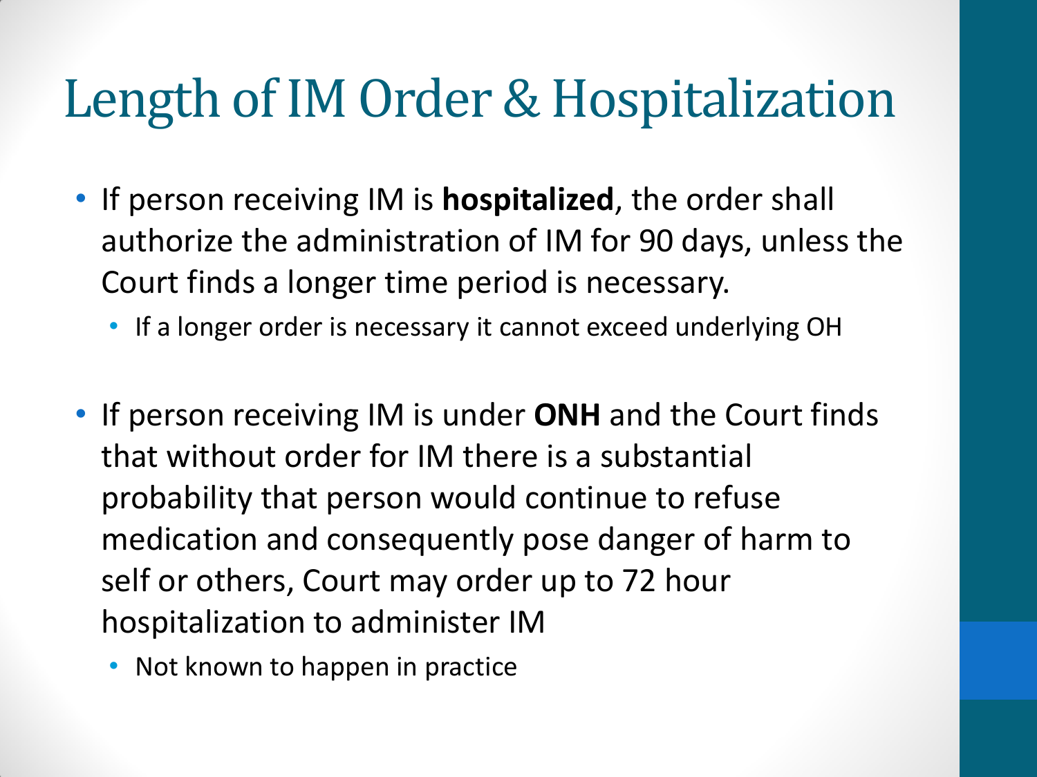# Length of IM Order & Hospitalization

- If person receiving IM is **hospitalized**, the order shall authorize the administration of IM for 90 days, unless the Court finds a longer time period is necessary.
  - If a longer order is necessary it cannot exceed underlying OH
- If person receiving IM is under **ONH** and the Court finds that without order for IM there is a substantial probability that person would continue to refuse medication and consequently pose danger of harm to self or others, Court may order up to 72 hour hospitalization to administer IM
  - Not known to happen in practice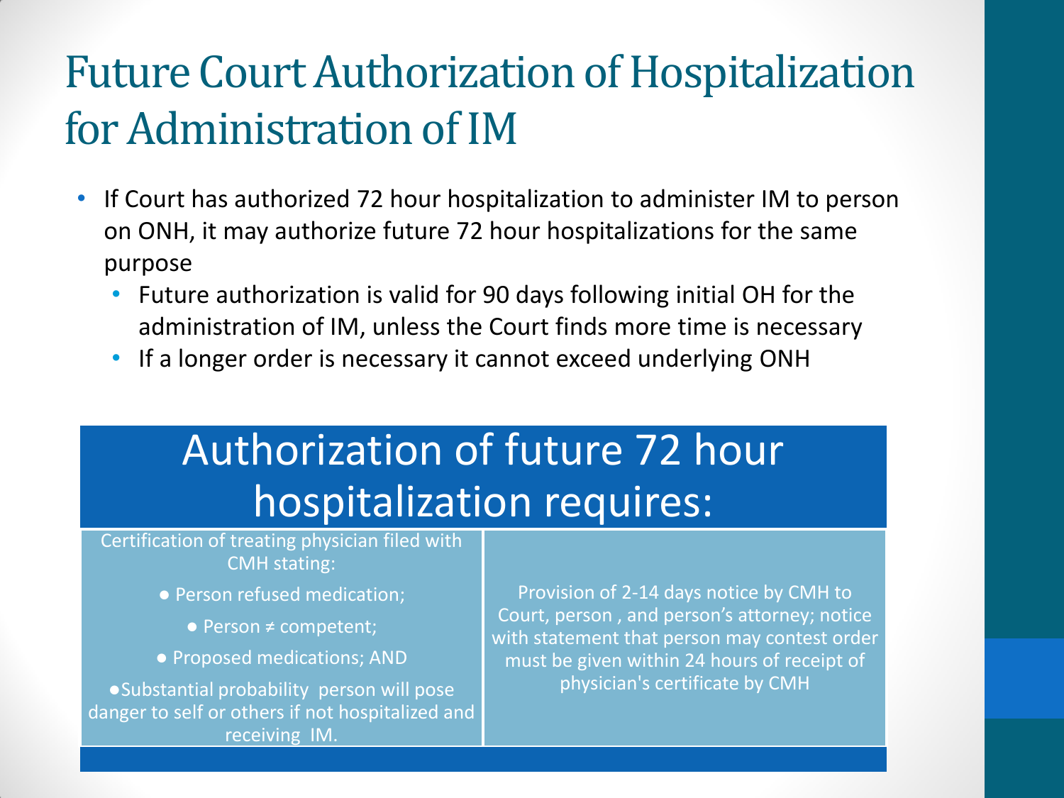# Future Court Authorization of Hospitalization for Administration of IM

- If Court has authorized 72 hour hospitalization to administer IM to person on ONH, it may authorize future 72 hour hospitalizations for the same purpose
  - Future authorization is valid for 90 days following initial OH for the administration of IM, unless the Court finds more time is necessary
  - If a longer order is necessary it cannot exceed underlying ONH

## Authorization of future 72 hour hospitalization requires:

| Certification of treating physician filed with CMH stating: | Provision of 2-14 days notice by CMH to Court, person , and person's attorney; notice with statement that person may contest order must be given within 24 hours of receipt of physician's certificate by CMH |
|---|---|
| ● Person refused medication;<br>● Person ≠ competent;<br>● Proposed medications; AND<br>● Substantial probability person will pose danger to self or others if not hospitalized and receiving IM. | |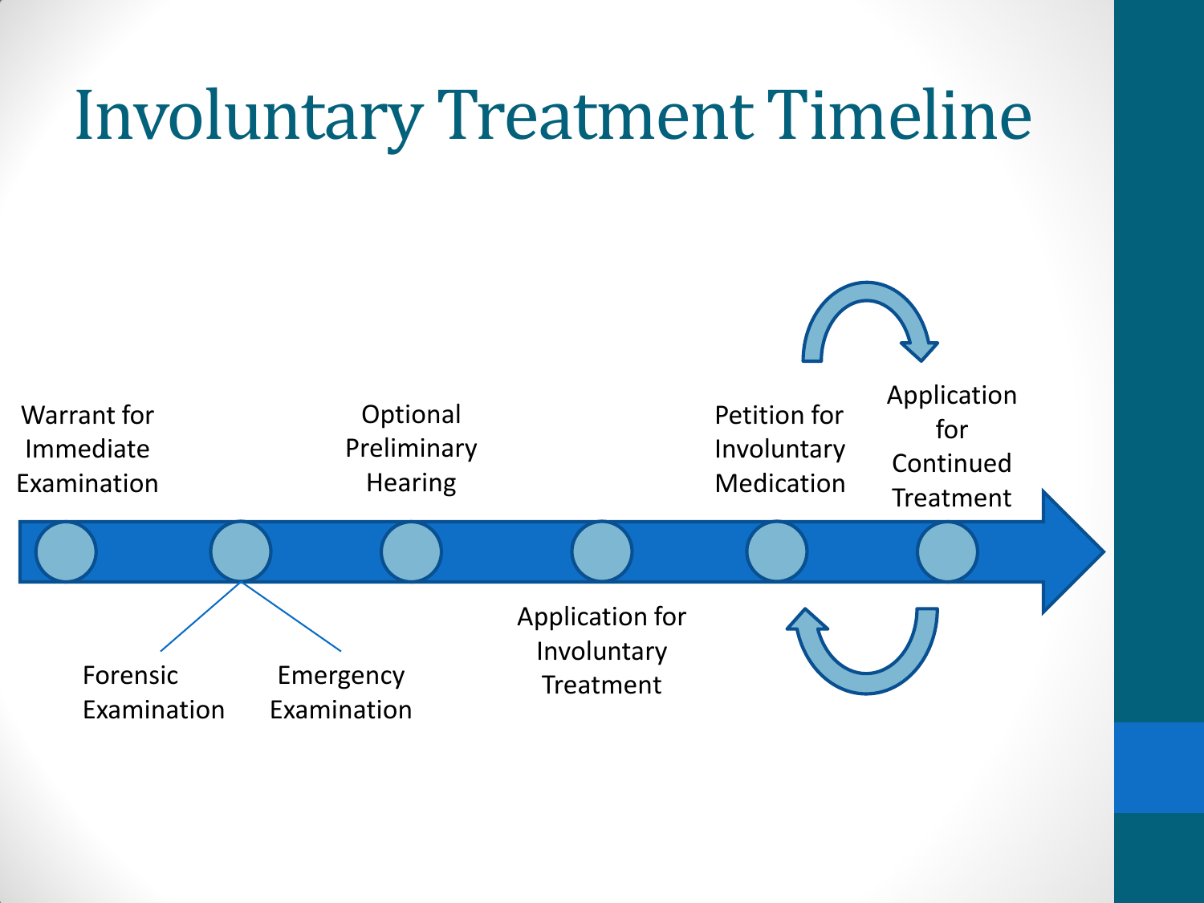# Involuntary Treatment Timeline

Warrant for Immediate Examination

Forensic Examination

Emergency Examination

Optional Preliminary Hearing

Application for Involuntary Treatment

Petition for Involuntary Medication

Application for Continued Treatment